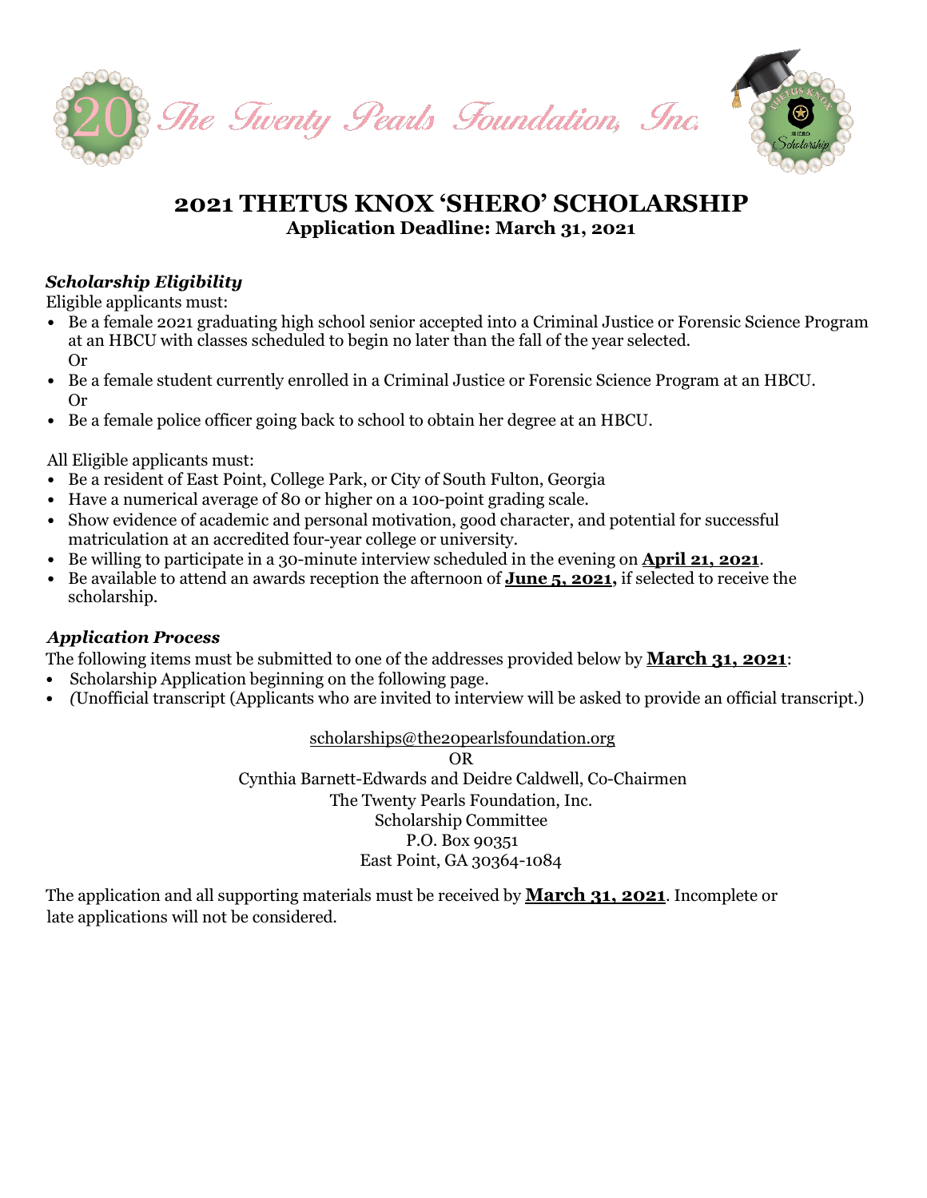The Twenty Pearls Foundation, Inc.

# 2021 THETUS KNOX 'SHERO' SCHOLARSHIP

**Application Deadline: March 31, 2021**

***Scholarship Eligibility***

Eligible applicants must:

- Be a female 2021 graduating high school senior accepted into a Criminal Justice or Forensic Science Program at an HBCU with classes scheduled to begin no later than the fall of the year selected.
  Or
- Be a female student currently enrolled in a Criminal Justice or Forensic Science Program at an HBCU.
  Or
- Be a female police officer going back to school to obtain her degree at an HBCU.

All Eligible applicants must:

- Be a resident of East Point, College Park, or City of South Fulton, Georgia
- Have a numerical average of 80 or higher on a 100-point grading scale.
- Show evidence of academic and personal motivation, good character, and potential for successful matriculation at an accredited four-year college or university.
- Be willing to participate in a 30-minute interview scheduled in the evening on **April 21, 2021**.
- Be available to attend an awards reception the afternoon of **June 5, 2021,** if selected to receive the scholarship.

***Application Process***

The following items must be submitted to one of the addresses provided below by **March 31, 2021**:

- Scholarship Application beginning on the following page.
- *(*Unofficial transcript (Applicants who are invited to interview will be asked to provide an official transcript.)

scholarships@the20pearlsfoundation.org
OR
Cynthia Barnett-Edwards and Deidre Caldwell, Co-Chairmen
The Twenty Pearls Foundation, Inc.
Scholarship Committee
P.O. Box 90351
East Point, GA 30364-1084

The application and all supporting materials must be received by **March 31, 2021**. Incomplete or late applications will not be considered.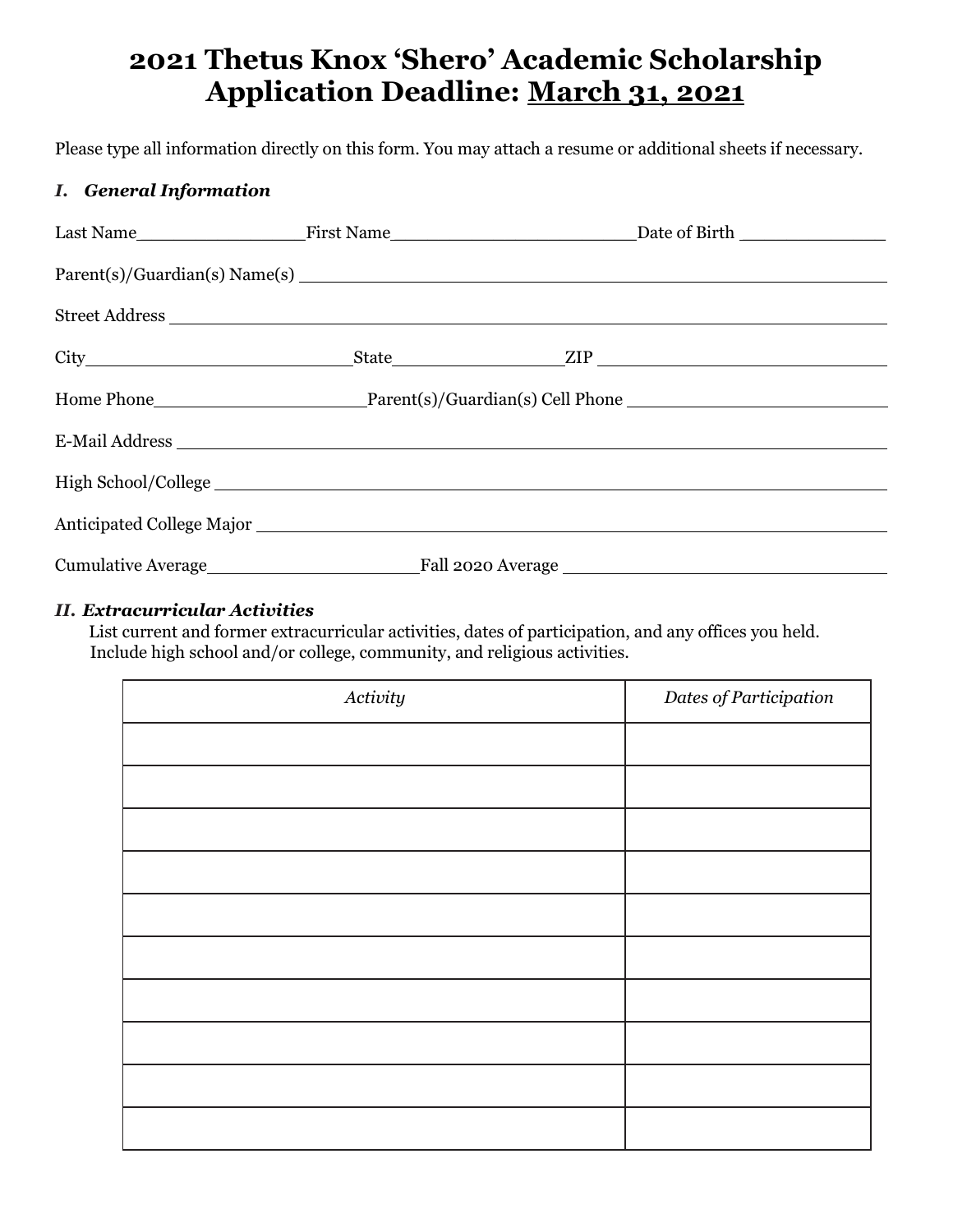# 2021 Thetus Knox 'Shero' Academic Scholarship
# Application Deadline: March 31, 2021

Please type all information directly on this form. You may attach a resume or additional sheets if necessary.

## *I. General Information*

Last Name\_\_\_\_\_\_\_\_\_\_\_\_\_\_\_\_ First Name\_\_\_\_\_\_\_\_\_\_\_\_\_\_\_\_\_\_\_\_\_\_ Date of Birth \_\_\_\_\_\_\_\_\_\_\_\_\_\_

Parent(s)/Guardian(s) Name(s) \_\_\_\_\_\_\_\_\_\_\_\_\_\_\_\_\_\_\_\_\_\_\_\_\_\_\_\_\_\_\_\_\_\_\_\_\_\_\_\_\_\_\_\_\_\_\_\_\_\_

Street Address \_\_\_\_\_\_\_\_\_\_\_\_\_\_\_\_\_\_\_\_\_\_\_\_\_\_\_\_\_\_\_\_\_\_\_\_\_\_\_\_\_\_\_\_\_\_\_\_\_\_\_\_\_\_\_\_\_\_\_\_\_\_

City\_\_\_\_\_\_\_\_\_\_\_\_\_\_\_\_\_\_\_\_\_\_\_\_\_\_ State\_\_\_\_\_\_\_\_\_\_\_\_\_\_\_\_ ZIP \_\_\_\_\_\_\_\_\_\_\_\_\_\_\_\_\_\_\_\_\_\_\_\_\_\_\_\_

Home Phone\_\_\_\_\_\_\_\_\_\_\_\_\_\_\_\_\_\_\_\_ Parent(s)/Guardian(s) Cell Phone \_\_\_\_\_\_\_\_\_\_\_\_\_\_\_\_\_\_\_\_\_\_\_\_\_\_

E-Mail Address \_\_\_\_\_\_\_\_\_\_\_\_\_\_\_\_\_\_\_\_\_\_\_\_\_\_\_\_\_\_\_\_\_\_\_\_\_\_\_\_\_\_\_\_\_\_\_\_\_\_\_\_\_\_\_\_\_\_\_\_\_\_

High School/College \_\_\_\_\_\_\_\_\_\_\_\_\_\_\_\_\_\_\_\_\_\_\_\_\_\_\_\_\_\_\_\_\_\_\_\_\_\_\_\_\_\_\_\_\_\_\_\_\_\_\_\_\_\_\_\_\_

Anticipated College Major \_\_\_\_\_\_\_\_\_\_\_\_\_\_\_\_\_\_\_\_\_\_\_\_\_\_\_\_\_\_\_\_\_\_\_\_\_\_\_\_\_\_\_\_\_\_\_\_\_\_\_\_\_

Cumulative Average\_\_\_\_\_\_\_\_\_\_\_\_\_\_\_\_\_\_\_\_ Fall 2020 Average \_\_\_\_\_\_\_\_\_\_\_\_\_\_\_\_\_\_\_\_\_\_\_\_\_\_\_\_\_\_\_\_\_

## *II. Extracurricular Activities*

List current and former extracurricular activities, dates of participation, and any offices you held. Include high school and/or college, community, and religious activities.

| *Activity* | *Dates of Participation* |
| --- | --- |
| | |
| | |
| | |
| | |
| | |
| | |
| | |
| | |
| | |
| | |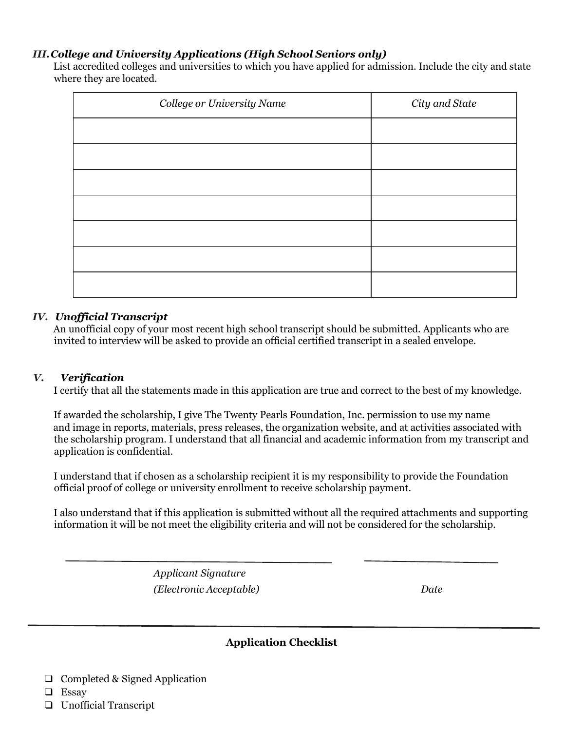### *III. College and University Applications (High School Seniors only)*

List accredited colleges and universities to which you have applied for admission. Include the city and state where they are located.

| *College or University Name* | *City and State* |
|---|---|
| | |
| | |
| | |
| | |
| | |
| | |
| | |

### *IV. Unofficial Transcript*

An unofficial copy of your most recent high school transcript should be submitted. Applicants who are invited to interview will be asked to provide an official certified transcript in a sealed envelope.

### *V. Verification*

I certify that all the statements made in this application are true and correct to the best of my knowledge.

If awarded the scholarship, I give The Twenty Pearls Foundation, Inc. permission to use my name and image in reports, materials, press releases, the organization website, and at activities associated with the scholarship program. I understand that all financial and academic information from my transcript and application is confidential.

I understand that if chosen as a scholarship recipient it is my responsibility to provide the Foundation official proof of college or university enrollment to receive scholarship payment.

I also understand that if this application is submitted without all the required attachments and supporting information it will be not meet the eligibility criteria and will not be considered for the scholarship.

_______________________________________ &nbsp;&nbsp;&nbsp;&nbsp; ____________________

*Applicant Signature*
*(Electronic Acceptable)* &nbsp;&nbsp;&nbsp;&nbsp; *Date*

---

**Application Checklist**

- ❑ Completed & Signed Application
- ❑ Essay
- ❑ Unofficial Transcript